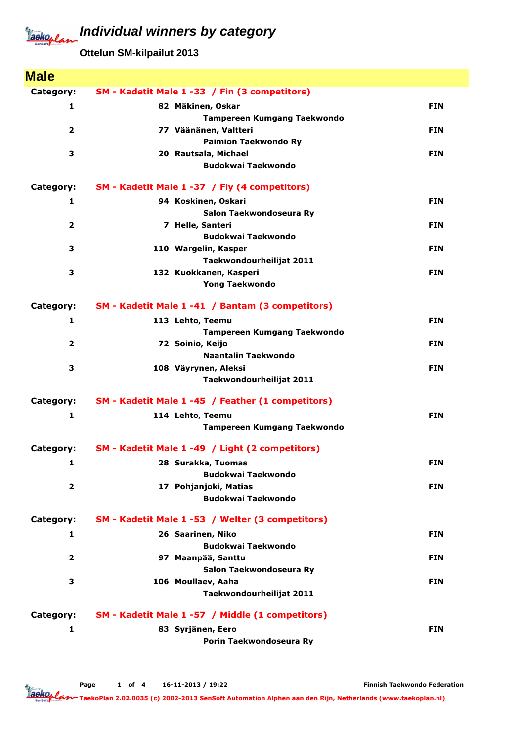# Individual winners by category

**Ottelun SM-kilpailut 2013**

## Male

**Category: SM - Kadetit Male 1 -33 / Fin (3 competitors)**

| Place | No. | Name / Club | Country |
|---|---|---|---|
| 1 | 82 | Mäkinen, Oskar<br>Tampereen Kumgang Taekwondo | FIN |
| 2 | 77 | Väänänen, Valtteri<br>Paimion Taekwondo Ry | FIN |
| 3 | 20 | Rautsala, Michael<br>Budokwai Taekwondo | FIN |

**Category: SM - Kadetit Male 1 -37 / Fly (4 competitors)**

| Place | No. | Name / Club | Country |
|---|---|---|---|
| 1 | 94 | Koskinen, Oskari<br>Salon Taekwondoseura Ry | FIN |
| 2 | 7 | Helle, Santeri<br>Budokwai Taekwondo | FIN |
| 3 | 110 | Wargelin, Kasper<br>Taekwondourheilijat 2011 | FIN |
| 3 | 132 | Kuokkanen, Kasperi<br>Yong Taekwondo | FIN |

**Category: SM - Kadetit Male 1 -41 / Bantam (3 competitors)**

| Place | No. | Name / Club | Country |
|---|---|---|---|
| 1 | 113 | Lehto, Teemu<br>Tampereen Kumgang Taekwondo | FIN |
| 2 | 72 | Soinio, Keijo<br>Naantalin Taekwondo | FIN |
| 3 | 108 | Väyrynen, Aleksi<br>Taekwondourheilijat 2011 | FIN |

**Category: SM - Kadetit Male 1 -45 / Feather (1 competitors)**

| Place | No. | Name / Club | Country |
|---|---|---|---|
| 1 | 114 | Lehto, Teemu<br>Tampereen Kumgang Taekwondo | FIN |

**Category: SM - Kadetit Male 1 -49 / Light (2 competitors)**

| Place | No. | Name / Club | Country |
|---|---|---|---|
| 1 | 28 | Surakka, Tuomas<br>Budokwai Taekwondo | FIN |
| 2 | 17 | Pohjanjoki, Matias<br>Budokwai Taekwondo | FIN |

**Category: SM - Kadetit Male 1 -53 / Welter (3 competitors)**

| Place | No. | Name / Club | Country |
|---|---|---|---|
| 1 | 26 | Saarinen, Niko<br>Budokwai Taekwondo | FIN |
| 2 | 97 | Maanpää, Santtu<br>Salon Taekwondoseura Ry | FIN |
| 3 | 106 | Moullaev, Aaha<br>Taekwondourheilijat 2011 | FIN |

**Category: SM - Kadetit Male 1 -57 / Middle (1 competitors)**

| Place | No. | Name / Club | Country |
|---|---|---|---|
| 1 | 83 | Syrjänen, Eero<br>Porin Taekwondoseura Ry | FIN |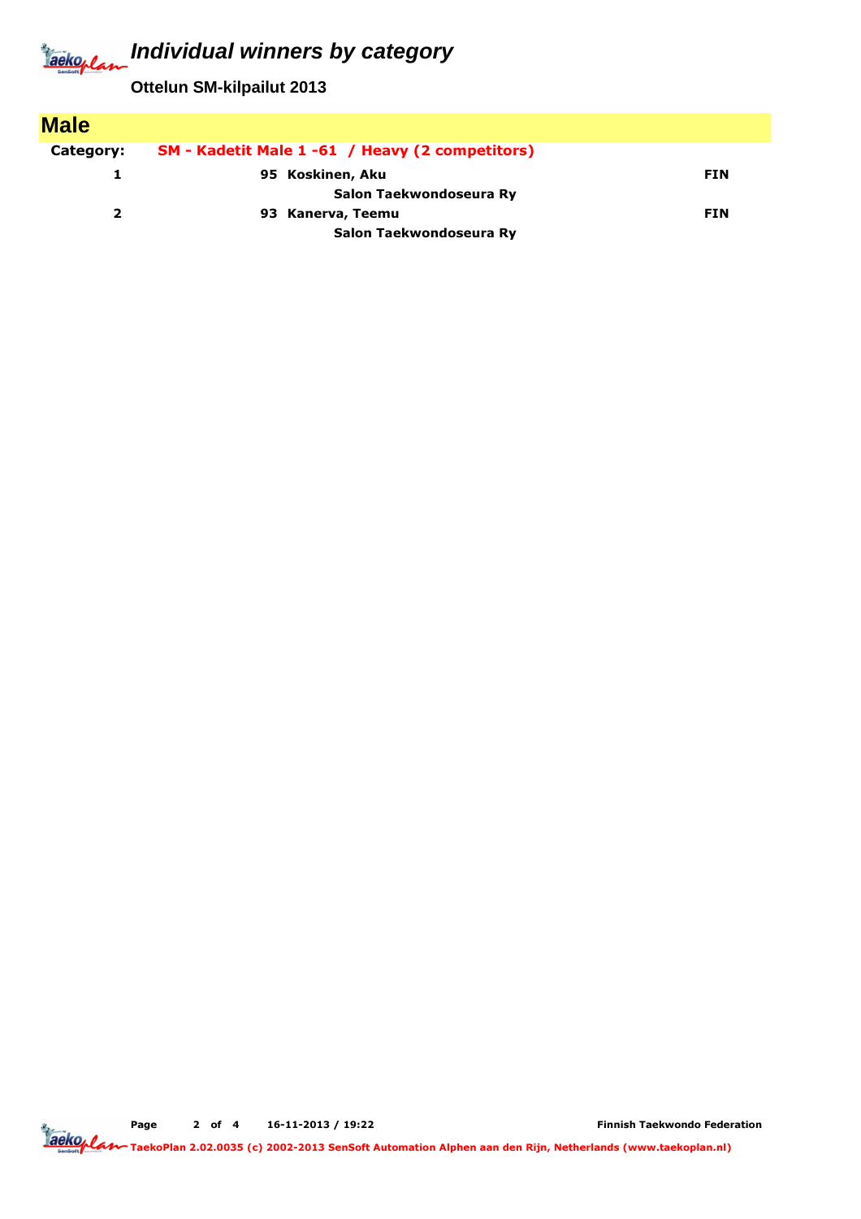# Individual winners by category

**Ottelun SM-kilpailut 2013**

## Male

**Category: SM - Kadetit Male 1 -61 / Heavy (2 competitors)**

| Place | No. | Name / Club | Country |
|---|---|---|---|
| 1 | 95 | Koskinen, Aku<br>Salon Taekwondoseura Ry | FIN |
| 2 | 93 | Kanerva, Teemu<br>Salon Taekwondoseura Ry | FIN |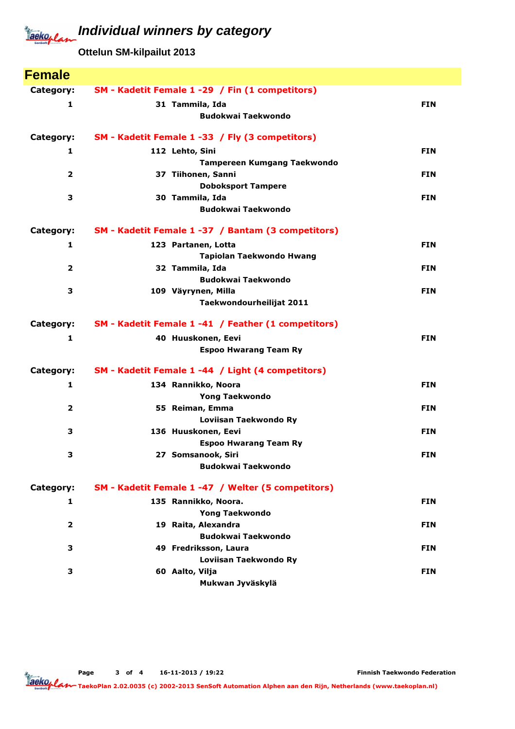# Individual winners by category

**Ottelun SM-kilpailut 2013**

## Female

**Category: SM - Kadetit Female 1 -29 / Fin (1 competitors)**

| Place | No. | Name / Club | Country |
|---|---|---|---|
| 1 | 31 | Tammila, Ida<br>Budokwai Taekwondo | FIN |

**Category: SM - Kadetit Female 1 -33 / Fly (3 competitors)**

| Place | No. | Name / Club | Country |
|---|---|---|---|
| 1 | 112 | Lehto, Sini<br>Tampereen Kumgang Taekwondo | FIN |
| 2 | 37 | Tiihonen, Sanni<br>Doboksport Tampere | FIN |
| 3 | 30 | Tammila, Ida<br>Budokwai Taekwondo | FIN |

**Category: SM - Kadetit Female 1 -37 / Bantam (3 competitors)**

| Place | No. | Name / Club | Country |
|---|---|---|---|
| 1 | 123 | Partanen, Lotta<br>Tapiolan Taekwondo Hwang | FIN |
| 2 | 32 | Tammila, Ida<br>Budokwai Taekwondo | FIN |
| 3 | 109 | Väyrynen, Milla<br>Taekwondourheilijat 2011 | FIN |

**Category: SM - Kadetit Female 1 -41 / Feather (1 competitors)**

| Place | No. | Name / Club | Country |
|---|---|---|---|
| 1 | 40 | Huuskonen, Eevi<br>Espoo Hwarang Team Ry | FIN |

**Category: SM - Kadetit Female 1 -44 / Light (4 competitors)**

| Place | No. | Name / Club | Country |
|---|---|---|---|
| 1 | 134 | Rannikko, Noora<br>Yong Taekwondo | FIN |
| 2 | 55 | Reiman, Emma<br>Loviisan Taekwondo Ry | FIN |
| 3 | 136 | Huuskonen, Eevi<br>Espoo Hwarang Team Ry | FIN |
| 3 | 27 | Somsanook, Siri<br>Budokwai Taekwondo | FIN |

**Category: SM - Kadetit Female 1 -47 / Welter (5 competitors)**

| Place | No. | Name / Club | Country |
|---|---|---|---|
| 1 | 135 | Rannikko, Noora.<br>Yong Taekwondo | FIN |
| 2 | 19 | Raita, Alexandra<br>Budokwai Taekwondo | FIN |
| 3 | 49 | Fredriksson, Laura<br>Loviisan Taekwondo Ry | FIN |
| 3 | 60 | Aalto, Vilja<br>Mukwan Jyväskylä | FIN |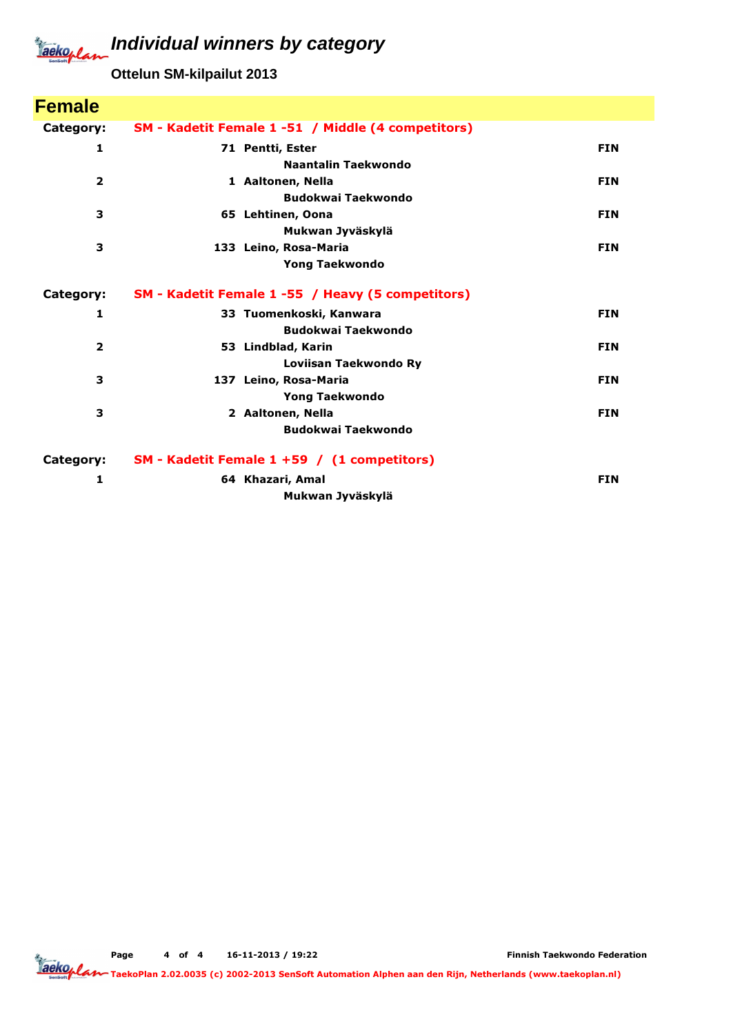# Individual winners by category

**Ottelun SM-kilpailut 2013**

## Female

**Category:** SM - Kadetit Female 1 -51 / Middle (4 competitors)

| | | | |
|---|---|---|---|
| 1 | 71 | Pentti, Ester<br>Naantalin Taekwondo | FIN |
| 2 | 1 | Aaltonen, Nella<br>Budokwai Taekwondo | FIN |
| 3 | 65 | Lehtinen, Oona<br>Mukwan Jyväskylä | FIN |
| 3 | 133 | Leino, Rosa-Maria<br>Yong Taekwondo | FIN |

**Category:** SM - Kadetit Female 1 -55 / Heavy (5 competitors)

| | | | |
|---|---|---|---|
| 1 | 33 | Tuomenkoski, Kanwara<br>Budokwai Taekwondo | FIN |
| 2 | 53 | Lindblad, Karin<br>Loviisan Taekwondo Ry | FIN |
| 3 | 137 | Leino, Rosa-Maria<br>Yong Taekwondo | FIN |
| 3 | 2 | Aaltonen, Nella<br>Budokwai Taekwondo | FIN |

**Category:** SM - Kadetit Female 1 +59 / (1 competitors)

| | | | |
|---|---|---|---|
| 1 | 64 | Khazari, Amal<br>Mukwan Jyväskylä | FIN |

16-11-2013 / 19:22

Finnish Taekwondo Federation

TaekoPlan 2.02.0035 (c) 2002-2013 SenSoft Automation Alphen aan den Rijn, Netherlands (www.taekoplan.nl)